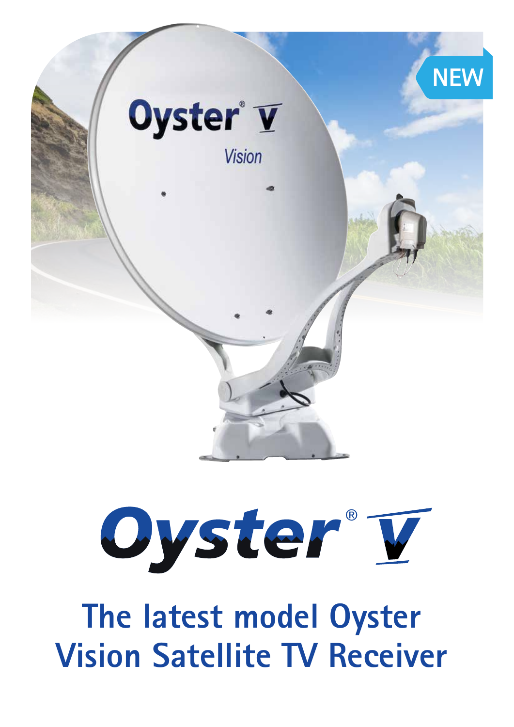NEW

# Oyster® V

## The latest model Oyster Vision Satellite TV Receiver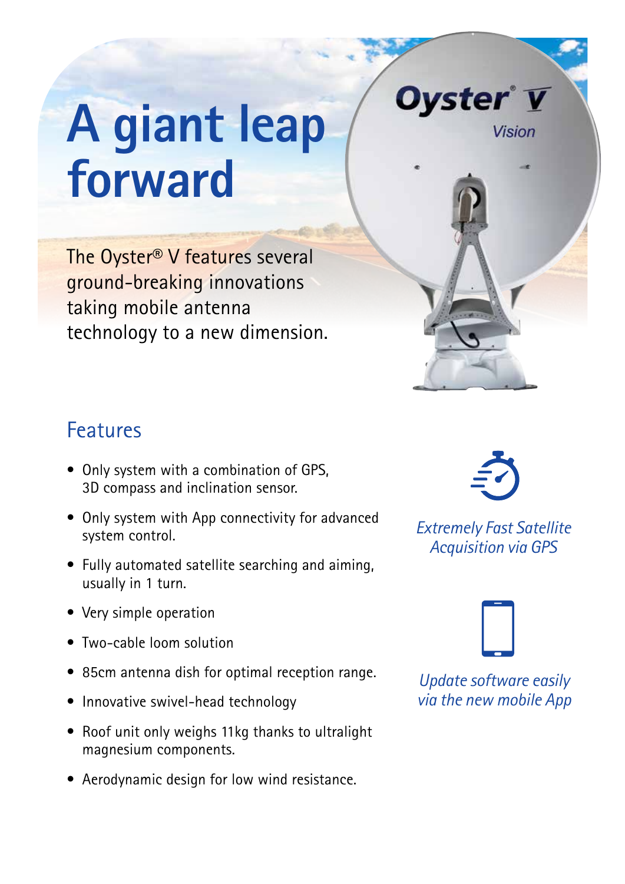# A giant leap forward

The Oyster® V features several ground-breaking innovations taking mobile antenna technology to a new dimension.

## Features

- Only system with a combination of GPS, 3D compass and inclination sensor.
- Only system with App connectivity for advanced system control.
- Fully automated satellite searching and aiming, usually in 1 turn.
- Very simple operation
- Two-cable loom solution
- 85cm antenna dish for optimal reception range.
- Innovative swivel-head technology
- Roof unit only weighs 11kg thanks to ultralight magnesium components.
- Aerodynamic design for low wind resistance.

*Extremely Fast Satellite Acquisition via GPS*

*Update software easily via the new mobile App*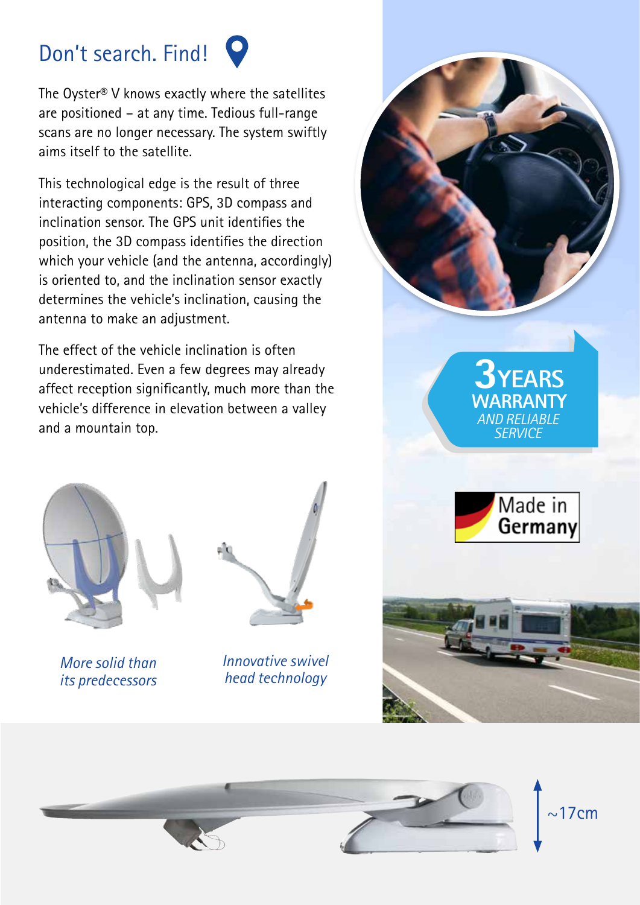## Don't search. Find!

The Oyster® V knows exactly where the satellites are positioned – at any time. Tedious full-range scans are no longer necessary. The system swiftly aims itself to the satellite.

This technological edge is the result of three interacting components: GPS, 3D compass and inclination sensor. The GPS unit identifies the position, the 3D compass identifies the direction which your vehicle (and the antenna, accordingly) is oriented to, and the inclination sensor exactly determines the vehicle's inclination, causing the antenna to make an adjustment.

The effect of the vehicle inclination is often underestimated. Even a few degrees may already affect reception significantly, much more than the vehicle's difference in elevation between a valley and a mountain top.

*More solid than its predecessors*

*Innovative swivel head technology*

**3 YEARS WARRANTY**
*AND RELIABLE SERVICE*

Made in Germany

~17cm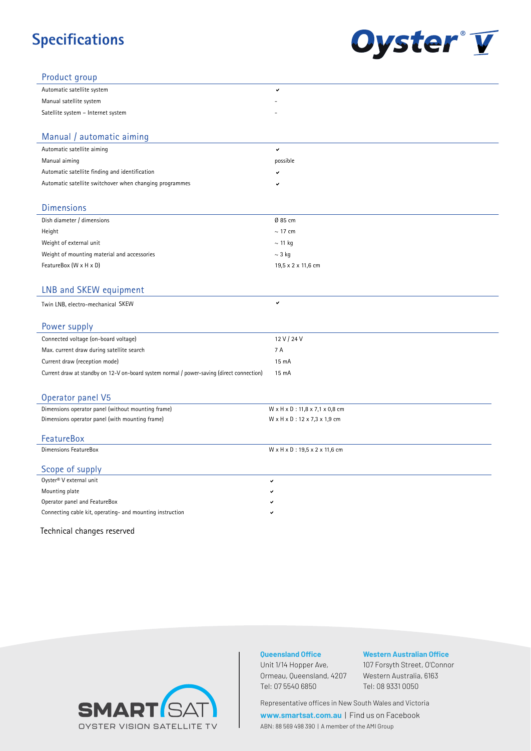# Specifications

**Oyster® V**

## Product group

| | |
|---|---|
| Automatic satellite system | ✔ |
| Manual satellite system | - |
| Satellite system – Internet system | - |

## Manual / automatic aiming

| | |
|---|---|
| Automatic satellite aiming | ✔ |
| Manual aiming | possible |
| Automatic satellite finding and identification | ✔ |
| Automatic satellite switchover when changing programmes | ✔ |

## Dimensions

| | |
|---|---|
| Dish diameter / dimensions | Ø 85 cm |
| Height | ~ 17 cm |
| Weight of external unit | ~ 11 kg |
| Weight of mounting material and accessories | ~ 3 kg |
| FeatureBox (W x H x D) | 19,5 x 2 x 11,6 cm |

## LNB and SKEW equipment

| | |
|---|---|
| Twin LNB, electro-mechanical SKEW | ✔ |

## Power supply

| | |
|---|---|
| Connected voltage (on-board voltage) | 12 V / 24 V |
| Max. current draw during satellite search | 7 A |
| Current draw (reception mode) | 15 mA |
| Current draw at standby on 12-V on-board system normal / power-saving (direct connection) | 15 mA |

## Operator panel V5

| | |
|---|---|
| Dimensions operator panel (without mounting frame) | W x H x D : 11,8 x 7,1 x 0,8 cm |
| Dimensions operator panel (with mounting frame) | W x H x D : 12 x 7,3 x 1,9 cm |

## FeatureBox

| | |
|---|---|
| Dimensions FeatureBox | W x H x D : 19,5 x 2 x 11,6 cm |

## Scope of supply

| | |
|---|---|
| Oyster® V external unit | ✔ |
| Mounting plate | ✔ |
| Operator panel and FeatureBox | ✔ |
| Connecting cable kit, operating- and mounting instruction | ✔ |

Technical changes reserved

SMART SAT
OYSTER VISION SATELLITE TV

**Queensland Office**
Unit 1/14 Hopper Ave,
Ormeau, Queensland, 4207
Tel: 07 5540 6850

**Western Australian Office**
107 Forsyth Street, O'Connor
Western Australia, 6163
Tel: 08 9331 0050

Representative offices in New South Wales and Victoria

**www.smartsat.com.au** | Find us on Facebook

ABN: 88 569 498 390 | A member of the AMI Group